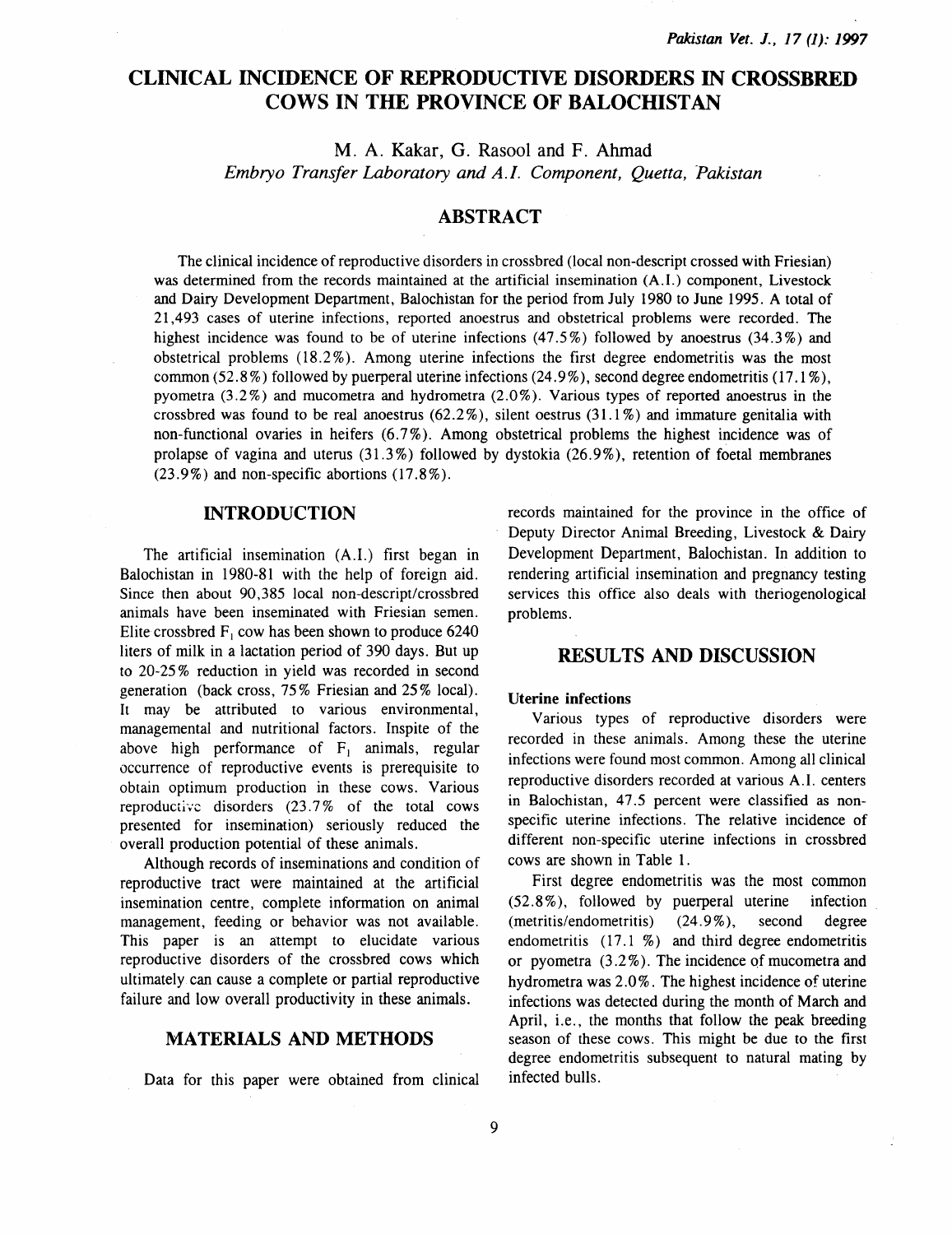# CLINICAL INCIDENCE OF REPRODUCTIVE DISORDERS IN CROSSBRED COWS IN THE PROVINCE OF BALOCHISTAN

M. A. Kakar, G. Rasool and F. Ahmad

*Embryo Transfer Laboratory and A.I. Component, Quetta, Pakistan*

## ABSTRACT

The clinical incidence of reproductive disorders in crossbred (local non-descript crossed with Friesian) was determined from the records maintained at the artificial insemination (A.I.) component, Livestock and Dairy Development Department, Balochistan for the period from July 1980 to June 1995. A total of 21,493 cases of uterine infections, reported anoestrus and obstetrical problems were recorded. The highest incidence was found to be of uterine infections (47.5%) followed by anoestrus (34.3%) and obstetrical problems (18.2%). Among uterine infections the first degree endometritis was the most common (52.8%) followed by puerperal uterine infections (24.9%), second degree endometritis (17.1%), pyometra (3.2%) and mucometra and hydrometra (2.0%). Various types of reported anoestrus in the crossbred was found to be real anoestrus (62.2%), silent oestrus (31.1%) and immature genitalia with non-functional ovaries in heifers (6.7%). Among obstetrical problems the highest incidence was of prolapse of vagina and uterus (31.3%) followed by dystokia (26.9%), retention of foetal membranes (23.9%) and non-specific abortions (17.8%).

## INTRODUCTION

The artificial insemination (A.I.) first began in Balochistan in 1980-81 with the help of foreign aid. Since then about 90,385 local non-descript/crossbred animals have been inseminated with Friesian semen. Elite crossbred $F_1$ cow has been shown to produce 6240 liters of milk in a lactation period of 390 days. But up to 20-25% reduction in yield was recorded in second generation (back cross, 75% Friesian and 25% local). It may be attributed to various environmental, managemental and nutritional factors. Inspite of the above high performance of $F_1$ animals, regular occurrence of reproductive events is prerequisite to obtain optimum production in these cows. Various reproductive disorders (23.7% of the total cows presented for insemination) seriously reduced the overall production potential of these animals.

Although records of inseminations and condition of reproductive tract were maintained at the artificial insemination centre, complete information on animal management, feeding or behavior was not available. This paper is an attempt to elucidate various reproductive disorders of the crossbred cows which ultimately can cause a complete or partial reproductive failure and low overall productivity in these animals.

## MATERIALS AND METHODS

Data for this paper were obtained from clinical records maintained for the province in the office of Deputy Director Animal Breeding, Livestock & Dairy Development Department, Balochistan. In addition to rendering artificial insemination and pregnancy testing services this office also deals with theriogenological problems.

## RESULTS AND DISCUSSION

### Uterine infections

Various types of reproductive disorders were recorded in these animals. Among these the uterine infections were found most common. Among all clinical reproductive disorders recorded at various A.I. centers in Balochistan, 47.5 percent were classified as non-specific uterine infections. The relative incidence of different non-specific uterine infections in crossbred cows are shown in Table 1.

First degree endometritis was the most common (52.8%), followed by puerperal uterine infection (metritis/endometritis) (24.9%), second degree endometritis (17.1 %) and third degree endometritis or pyometra (3.2%). The incidence of mucometra and hydrometra was 2.0%. The highest incidence of uterine infections was detected during the month of March and April, i.e., the months that follow the peak breeding season of these cows. This might be due to the first degree endometritis subsequent to natural mating by infected bulls.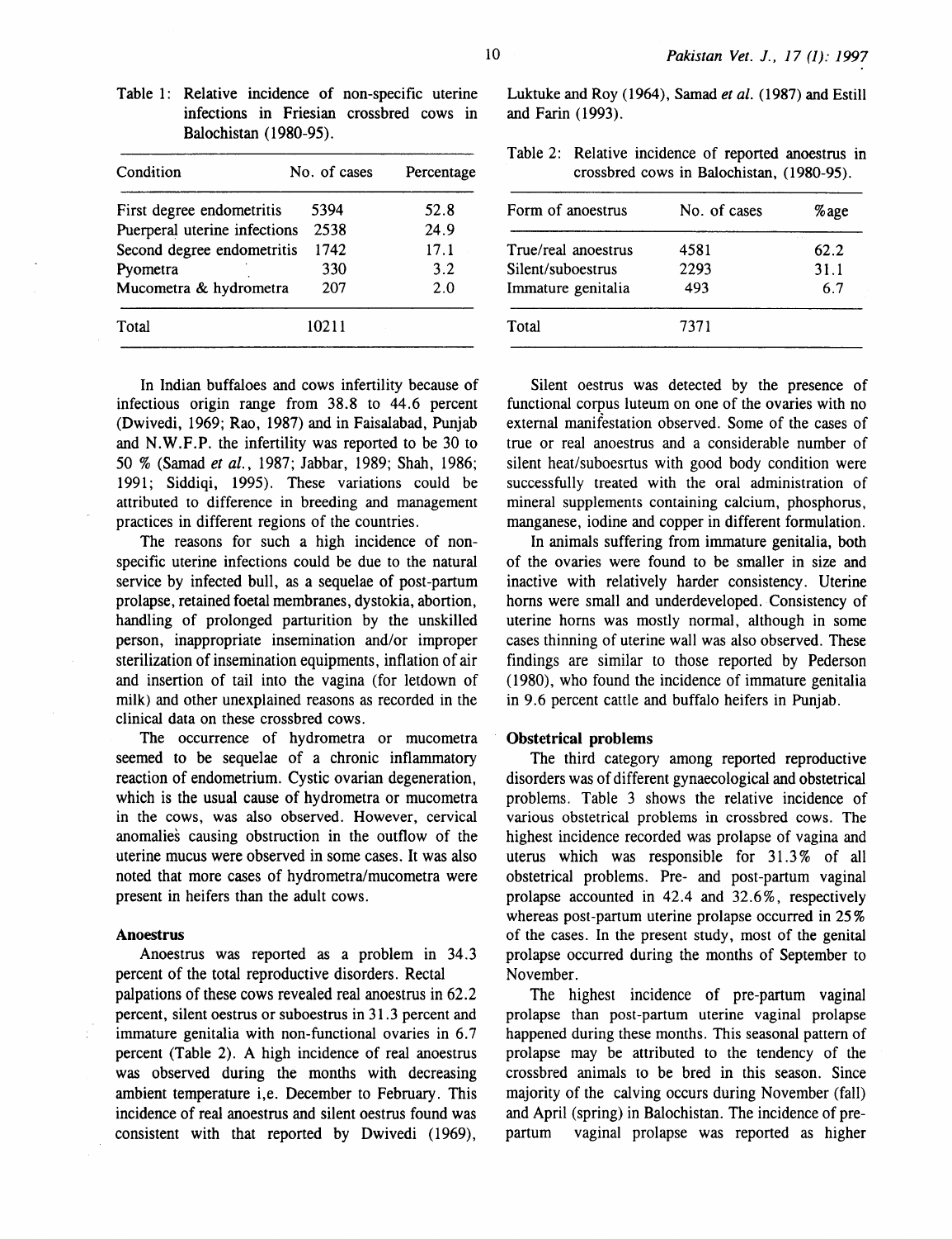Table 1: Relative incidence of non-specific uterine infections in Friesian crossbred cows in Balochistan (1980-95).

| Condition | No. of cases | Percentage |
|---|---|---|
| First degree endometritis | 5394 | 52.8 |
| Puerperal uterine infections | 2538 | 24.9 |
| Second degree endometritis | 1742 | 17.1 |
| Pyometra | 330 | 3.2 |
| Mucometra & hydrometra | 207 | 2.0 |
| Total | 10211 | |

In Indian buffaloes and cows infertility because of infectious origin range from 38.8 to 44.6 percent (Dwivedi, 1969; Rao, 1987) and in Faisalabad, Punjab and N.W.F.P. the infertility was reported to be 30 to 50 % (Samad *et al.*, 1987; Jabbar, 1989; Shah, 1986; 1991; Siddiqi, 1995). These variations could be attributed to difference in breeding and management practices in different regions of the countries.

The reasons for such a high incidence of non-specific uterine infections could be due to the natural service by infected bull, as a sequelae of post-partum prolapse, retained foetal membranes, dystokia, abortion, handling of prolonged parturition by the unskilled person, inappropriate insemination and/or improper sterilization of insemination equipments, inflation of air and insertion of tail into the vagina (for letdown of milk) and other unexplained reasons as recorded in the clinical data on these crossbred cows.

The occurrence of hydrometra or mucometra seemed to be sequelae of a chronic inflammatory reaction of endometrium. Cystic ovarian degeneration, which is the usual cause of hydrometra or mucometra in the cows, was also observed. However, cervical anomalies causing obstruction in the outflow of the uterine mucus were observed in some cases. It was also noted that more cases of hydrometra/mucometra were present in heifers than the adult cows.

### Anoestrus

Anoestrus was reported as a problem in 34.3 percent of the total reproductive disorders. Rectal palpations of these cows revealed real anoestrus in 62.2 percent, silent oestrus or suboestrus in 31.3 percent and immature genitalia with non-functional ovaries in 6.7 percent (Table 2). A high incidence of real anoestrus was observed during the months with decreasing ambient temperature i,e. December to February. This incidence of real anoestrus and silent oestrus found was consistent with that reported by Dwivedi (1969), Luktuke and Roy (1964), Samad *et al.* (1987) and Estill and Farin (1993).

Table 2: Relative incidence of reported anoestrus in crossbred cows in Balochistan, (1980-95).

| Form of anoestrus | No. of cases | %age |
|---|---|---|
| True/real anoestrus | 4581 | 62.2 |
| Silent/suboestrus | 2293 | 31.1 |
| Immature genitalia | 493 | 6.7 |
| Total | 7371 | |

Silent oestrus was detected by the presence of functional corpus luteum on one of the ovaries with no external manifestation observed. Some of the cases of true or real anoestrus and a considerable number of silent heat/suboesrtus with good body condition were successfully treated with the oral administration of mineral supplements containing calcium, phosphorus, manganese, iodine and copper in different formulation.

In animals suffering from immature genitalia, both of the ovaries were found to be smaller in size and inactive with relatively harder consistency. Uterine horns were small and underdeveloped. Consistency of uterine horns was mostly normal, although in some cases thinning of uterine wall was also observed. These findings are similar to those reported by Pederson (1980), who found the incidence of immature genitalia in 9.6 percent cattle and buffalo heifers in Punjab.

### Obstetrical problems

The third category among reported reproductive disorders was of different gynaecological and obstetrical problems. Table 3 shows the relative incidence of various obstetrical problems in crossbred cows. The highest incidence recorded was prolapse of vagina and uterus which was responsible for 31.3% of all obstetrical problems. Pre- and post-partum vaginal prolapse accounted in 42.4 and 32.6%, respectively whereas post-partum uterine prolapse occurred in 25% of the cases. In the present study, most of the genital prolapse occurred during the months of September to November.

The highest incidence of pre-partum vaginal prolapse than post-partum uterine vaginal prolapse happened during these months. This seasonal pattern of prolapse may be attributed to the tendency of the crossbred animals to be bred in this season. Since majority of the calving occurs during November (fall) and April (spring) in Balochistan. The incidence of pre-partum vaginal prolapse was reported as higher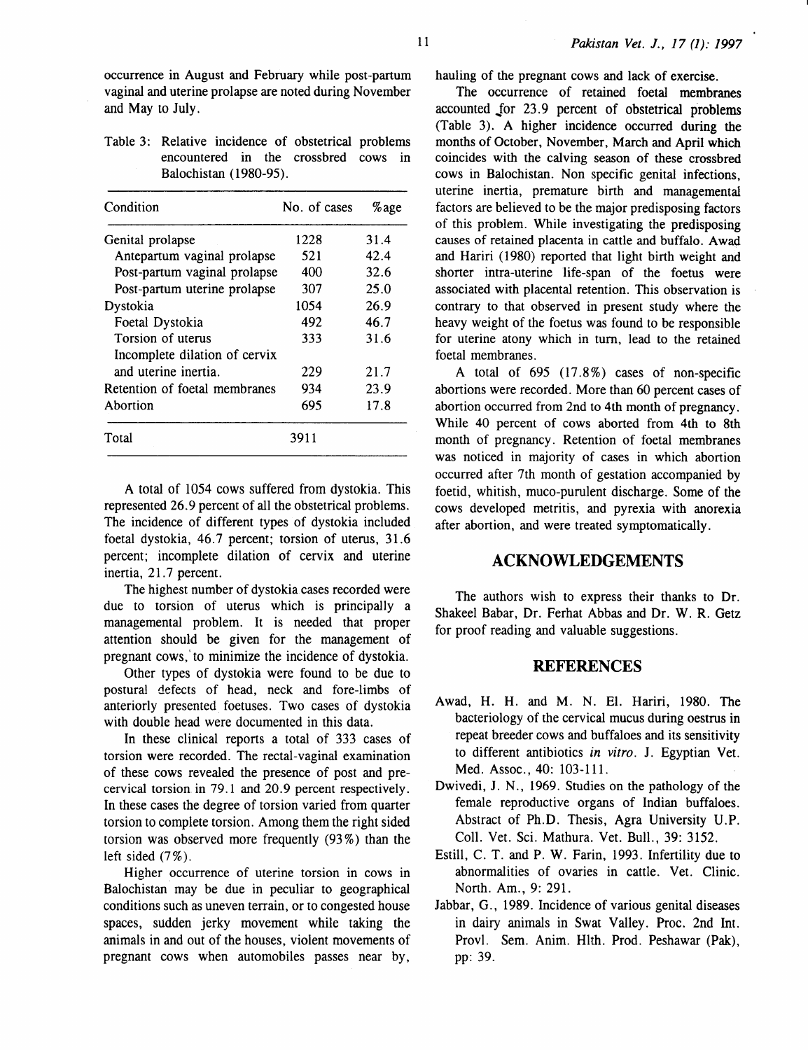occurrence in August and February while post-partum vaginal and uterine prolapse are noted during November and May to July.

Table 3: Relative incidence of obstetrical problems encountered in the crossbred cows in Balochistan (1980-95).

| Condition | No. of cases | %age |
|---|---|---|
| Genital prolapse | 1228 | 31.4 |
| Antepartum vaginal prolapse | 521 | 42.4 |
| Post-partum vaginal prolapse | 400 | 32.6 |
| Post-partum uterine prolapse | 307 | 25.0 |
| Dystokia | 1054 | 26.9 |
| Foetal Dystokia | 492 | 46.7 |
| Torsion of uterus | 333 | 31.6 |
| Incomplete dilation of cervix and uterine inertia. | 229 | 21.7 |
| Retention of foetal membranes | 934 | 23.9 |
| Abortion | 695 | 17.8 |
| Total | 3911 | |

A total of 1054 cows suffered from dystokia. This represented 26.9 percent of all the obstetrical problems. The incidence of different types of dystokia included foetal dystokia, 46.7 percent; torsion of uterus, 31.6 percent; incomplete dilation of cervix and uterine inertia, 21.7 percent.

The highest number of dystokia cases recorded were due to torsion of uterus which is principally a managemental problem. It is needed that proper attention should be given for the management of pregnant cows, to minimize the incidence of dystokia.

Other types of dystokia were found to be due to postural defects of head, neck and fore-limbs of anteriorly presented foetuses. Two cases of dystokia with double head were documented in this data.

In these clinical reports a total of 333 cases of torsion were recorded. The rectal-vaginal examination of these cows revealed the presence of post and pre-cervical torsion in 79.1 and 20.9 percent respectively. In these cases the degree of torsion varied from quarter torsion to complete torsion. Among them the right sided torsion was observed more frequently (93%) than the left sided (7%).

Higher occurrence of uterine torsion in cows in Balochistan may be due in peculiar to geographical conditions such as uneven terrain, or to congested house spaces, sudden jerky movement while taking the animals in and out of the houses, violent movements of pregnant cows when automobiles passes near by, hauling of the pregnant cows and lack of exercise.

The occurrence of retained foetal membranes accounted for 23.9 percent of obstetrical problems (Table 3). A higher incidence occurred during the months of October, November, March and April which coincides with the calving season of these crossbred cows in Balochistan. Non specific genital infections, uterine inertia, premature birth and managemental factors are believed to be the major predisposing factors of this problem. While investigating the predisposing causes of retained placenta in cattle and buffalo. Awad and Hariri (1980) reported that light birth weight and shorter intra-uterine life-span of the foetus were associated with placental retention. This observation is contrary to that observed in present study where the heavy weight of the foetus was found to be responsible for uterine atony which in turn, lead to the retained foetal membranes.

A total of 695 (17.8%) cases of non-specific abortions were recorded. More than 60 percent cases of abortion occurred from 2nd to 4th month of pregnancy. While 40 percent of cows aborted from 4th to 8th month of pregnancy. Retention of foetal membranes was noticed in majority of cases in which abortion occurred after 7th month of gestation accompanied by foetid, whitish, muco-purulent discharge. Some of the cows developed metritis, and pyrexia with anorexia after abortion, and were treated symptomatically.

## ACKNOWLEDGEMENTS

The authors wish to express their thanks to Dr. Shakeel Babar, Dr. Ferhat Abbas and Dr. W. R. Getz for proof reading and valuable suggestions.

## REFERENCES

Awad, H. H. and M. N. El. Hariri, 1980. The bacteriology of the cervical mucus during oestrus in repeat breeder cows and buffaloes and its sensitivity to different antibiotics *in vitro*. J. Egyptian Vet. Med. Assoc., 40: 103-111.

Dwivedi, J. N., 1969. Studies on the pathology of the female reproductive organs of Indian buffaloes. Abstract of Ph.D. Thesis, Agra University U.P. Coll. Vet. Sci. Mathura. Vet. Bull., 39: 3152.

Estill, C. T. and P. W. Farin, 1993. Infertility due to abnormalities of ovaries in cattle. Vet. Clinic. North. Am., 9: 291.

Jabbar, G., 1989. Incidence of various genital diseases in dairy animals in Swat Valley. Proc. 2nd Int. Provl. Sem. Anim. Hlth. Prod. Peshawar (Pak), pp: 39.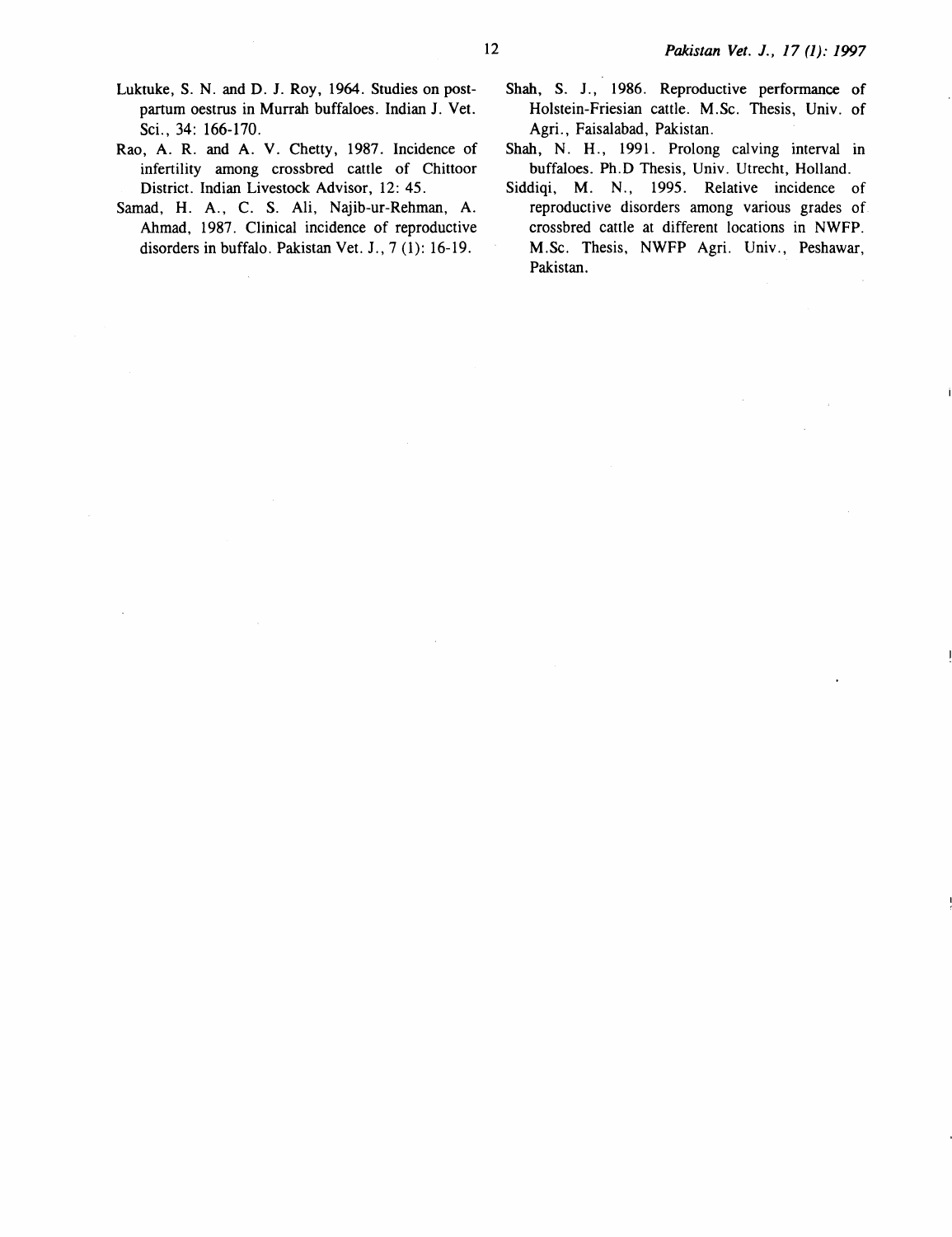Luktuke, S. N. and D. J. Roy, 1964. Studies on post-partum oestrus in Murrah buffaloes. Indian J. Vet. Sci., 34: 166-170.

Rao, A. R. and A. V. Chetty, 1987. Incidence of infertility among crossbred cattle of Chittoor District. Indian Livestock Advisor, 12: 45.

Samad, H. A., C. S. Ali, Najib-ur-Rehman, A. Ahmad, 1987. Clinical incidence of reproductive disorders in buffalo. Pakistan Vet. J., 7 (1): 16-19.

Shah, S. J., 1986. Reproductive performance of Holstein-Friesian cattle. M.Sc. Thesis, Univ. of Agri., Faisalabad, Pakistan.

Shah, N. H., 1991. Prolong calving interval in buffaloes. Ph.D Thesis, Univ. Utrecht, Holland.

Siddiqi, M. N., 1995. Relative incidence of reproductive disorders among various grades of crossbred cattle at different locations in NWFP. M.Sc. Thesis, NWFP Agri. Univ., Peshawar, Pakistan.